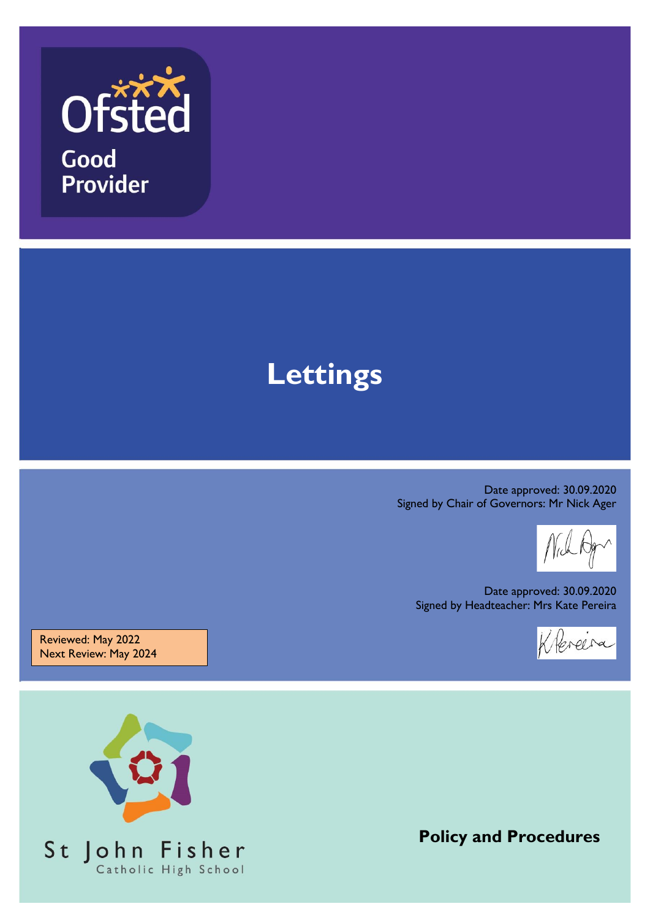Ofsted

Good Provider

# Lettings

Date approved: 30.09.2020
Signed by Chair of Governors: Mr Nick Ager

Date approved: 30.09.2020
Signed by Headteacher: Mrs Kate Pereira

Reviewed: May 2022
Next Review: May 2024

St John Fisher
Catholic High School

**Policy and Procedures**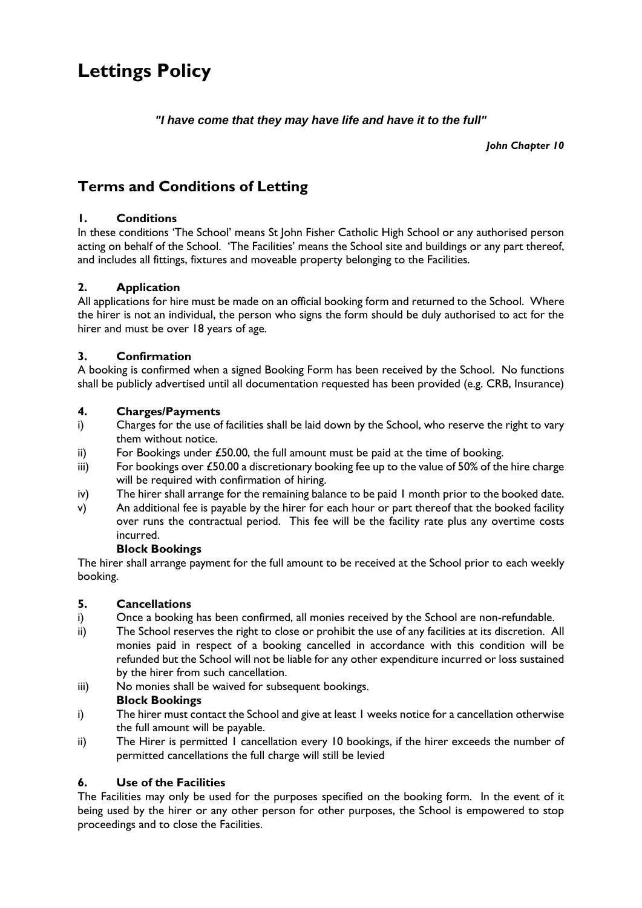# Lettings Policy

***"I have come that they may have life and have it to the full"***

***John Chapter 10***

## Terms and Conditions of Letting

### 1. Conditions

In these conditions 'The School' means St John Fisher Catholic High School or any authorised person acting on behalf of the School. 'The Facilities' means the School site and buildings or any part thereof, and includes all fittings, fixtures and moveable property belonging to the Facilities.

### 2. Application

All applications for hire must be made on an official booking form and returned to the School. Where the hirer is not an individual, the person who signs the form should be duly authorised to act for the hirer and must be over 18 years of age.

### 3. Confirmation

A booking is confirmed when a signed Booking Form has been received by the School. No functions shall be publicly advertised until all documentation requested has been provided (e.g. CRB, Insurance)

### 4. Charges/Payments

i) Charges for the use of facilities shall be laid down by the School, who reserve the right to vary them without notice.

ii) For Bookings under £50.00, the full amount must be paid at the time of booking.

iii) For bookings over £50.00 a discretionary booking fee up to the value of 50% of the hire charge will be required with confirmation of hiring.

iv) The hirer shall arrange for the remaining balance to be paid 1 month prior to the booked date.

v) An additional fee is payable by the hirer for each hour or part thereof that the booked facility over runs the contractual period. This fee will be the facility rate plus any overtime costs incurred.

**Block Bookings**

The hirer shall arrange payment for the full amount to be received at the School prior to each weekly booking.

### 5. Cancellations

i) Once a booking has been confirmed, all monies received by the School are non-refundable.

ii) The School reserves the right to close or prohibit the use of any facilities at its discretion. All monies paid in respect of a booking cancelled in accordance with this condition will be refunded but the School will not be liable for any other expenditure incurred or loss sustained by the hirer from such cancellation.

iii) No monies shall be waived for subsequent bookings.

**Block Bookings**

i) The hirer must contact the School and give at least 1 weeks notice for a cancellation otherwise the full amount will be payable.

ii) The Hirer is permitted 1 cancellation every 10 bookings, if the hirer exceeds the number of permitted cancellations the full charge will still be levied

### 6. Use of the Facilities

The Facilities may only be used for the purposes specified on the booking form. In the event of it being used by the hirer or any other person for other purposes, the School is empowered to stop proceedings and to close the Facilities.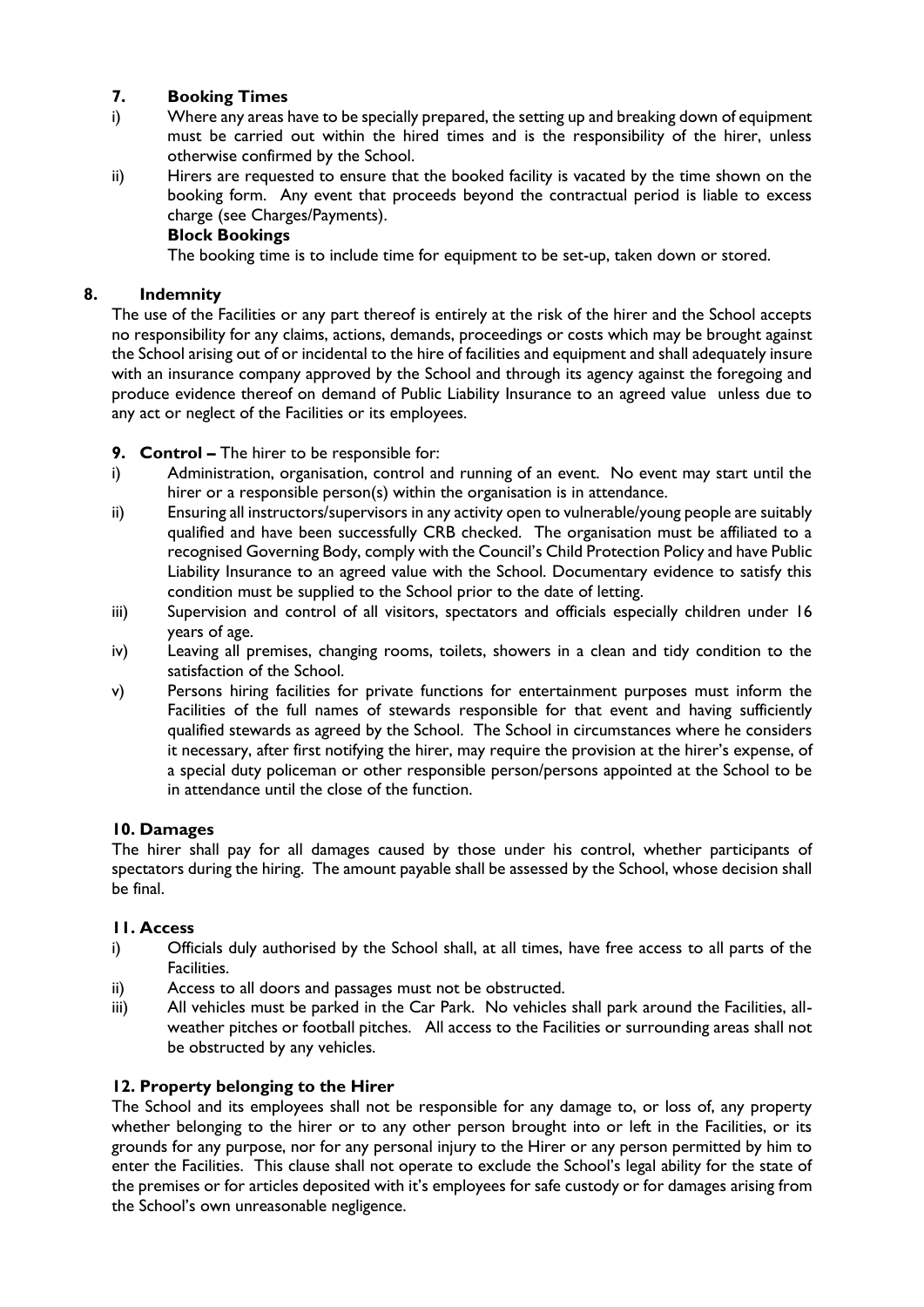## 7. Booking Times

i) Where any areas have to be specially prepared, the setting up and breaking down of equipment must be carried out within the hired times and is the responsibility of the hirer, unless otherwise confirmed by the School.

ii) Hirers are requested to ensure that the booked facility is vacated by the time shown on the booking form. Any event that proceeds beyond the contractual period is liable to excess charge (see Charges/Payments).

**Block Bookings**

The booking time is to include time for equipment to be set-up, taken down or stored.

## 8. Indemnity

The use of the Facilities or any part thereof is entirely at the risk of the hirer and the School accepts no responsibility for any claims, actions, demands, proceedings or costs which may be brought against the School arising out of or incidental to the hire of facilities and equipment and shall adequately insure with an insurance company approved by the School and through its agency against the foregoing and produce evidence thereof on demand of Public Liability Insurance to an agreed value unless due to any act or neglect of the Facilities or its employees.

**9. Control –** The hirer to be responsible for:

i) Administration, organisation, control and running of an event. No event may start until the hirer or a responsible person(s) within the organisation is in attendance.

ii) Ensuring all instructors/supervisors in any activity open to vulnerable/young people are suitably qualified and have been successfully CRB checked. The organisation must be affiliated to a recognised Governing Body, comply with the Council's Child Protection Policy and have Public Liability Insurance to an agreed value with the School. Documentary evidence to satisfy this condition must be supplied to the School prior to the date of letting.

iii) Supervision and control of all visitors, spectators and officials especially children under 16 years of age.

iv) Leaving all premises, changing rooms, toilets, showers in a clean and tidy condition to the satisfaction of the School.

v) Persons hiring facilities for private functions for entertainment purposes must inform the Facilities of the full names of stewards responsible for that event and having sufficiently qualified stewards as agreed by the School. The School in circumstances where he considers it necessary, after first notifying the hirer, may require the provision at the hirer's expense, of a special duty policeman or other responsible person/persons appointed at the School to be in attendance until the close of the function.

## 10. Damages

The hirer shall pay for all damages caused by those under his control, whether participants of spectators during the hiring. The amount payable shall be assessed by the School, whose decision shall be final.

## 11. Access

i) Officials duly authorised by the School shall, at all times, have free access to all parts of the Facilities.

ii) Access to all doors and passages must not be obstructed.

iii) All vehicles must be parked in the Car Park. No vehicles shall park around the Facilities, all-weather pitches or football pitches. All access to the Facilities or surrounding areas shall not be obstructed by any vehicles.

## 12. Property belonging to the Hirer

The School and its employees shall not be responsible for any damage to, or loss of, any property whether belonging to the hirer or to any other person brought into or left in the Facilities, or its grounds for any purpose, nor for any personal injury to the Hirer or any person permitted by him to enter the Facilities. This clause shall not operate to exclude the School's legal ability for the state of the premises or for articles deposited with it's employees for safe custody or for damages arising from the School's own unreasonable negligence.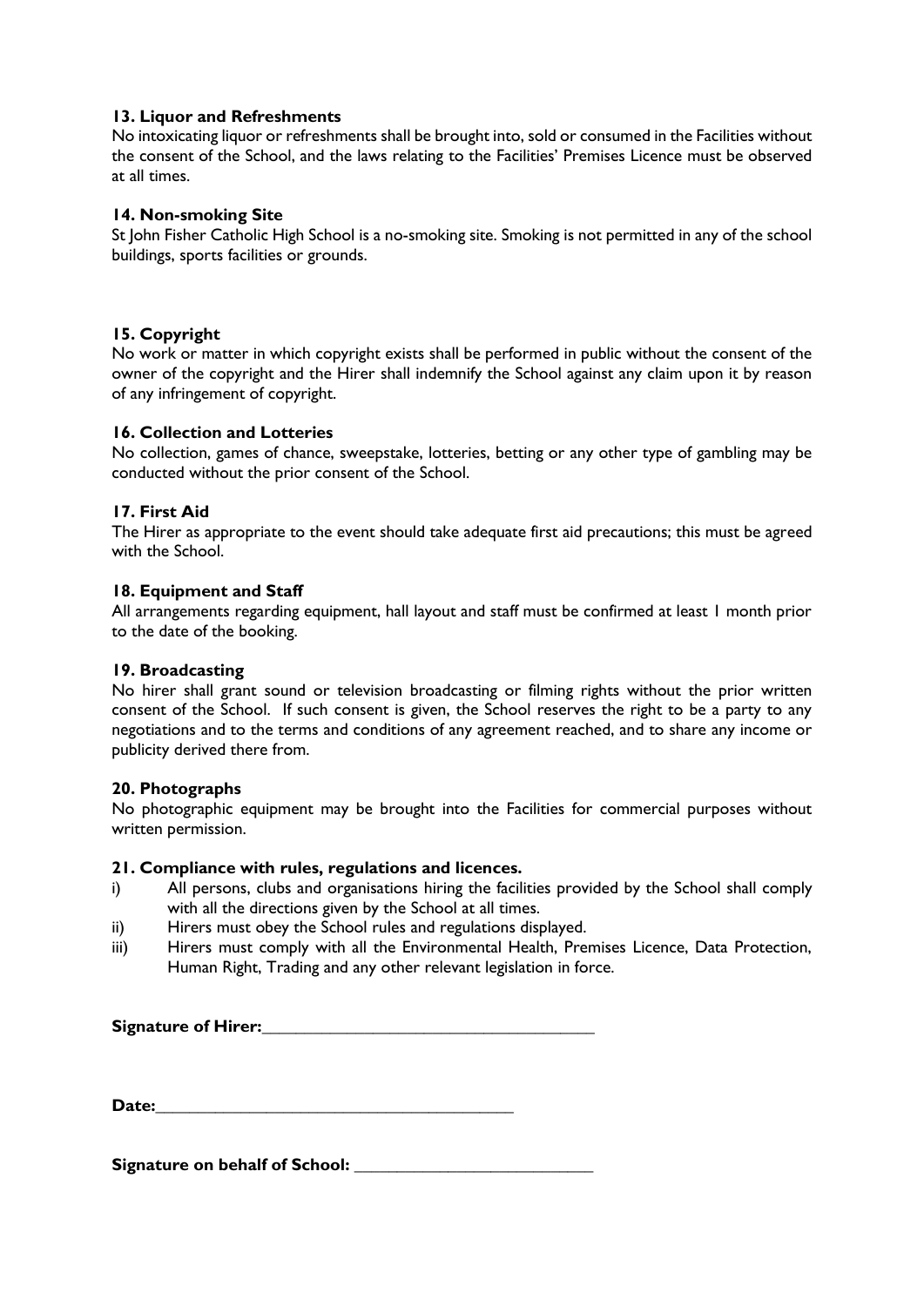**13. Liquor and Refreshments**

No intoxicating liquor or refreshments shall be brought into, sold or consumed in the Facilities without the consent of the School, and the laws relating to the Facilities' Premises Licence must be observed at all times.

**14. Non-smoking Site**

St John Fisher Catholic High School is a no-smoking site. Smoking is not permitted in any of the school buildings, sports facilities or grounds.

**15. Copyright**

No work or matter in which copyright exists shall be performed in public without the consent of the owner of the copyright and the Hirer shall indemnify the School against any claim upon it by reason of any infringement of copyright.

**16. Collection and Lotteries**

No collection, games of chance, sweepstake, lotteries, betting or any other type of gambling may be conducted without the prior consent of the School.

**17. First Aid**

The Hirer as appropriate to the event should take adequate first aid precautions; this must be agreed with the School.

**18. Equipment and Staff**

All arrangements regarding equipment, hall layout and staff must be confirmed at least 1 month prior to the date of the booking.

**19. Broadcasting**

No hirer shall grant sound or television broadcasting or filming rights without the prior written consent of the School. If such consent is given, the School reserves the right to be a party to any negotiations and to the terms and conditions of any agreement reached, and to share any income or publicity derived there from.

**20. Photographs**

No photographic equipment may be brought into the Facilities for commercial purposes without written permission.

**21. Compliance with rules, regulations and licences.**

i) All persons, clubs and organisations hiring the facilities provided by the School shall comply with all the directions given by the School at all times.

ii) Hirers must obey the School rules and regulations displayed.

iii) Hirers must comply with all the Environmental Health, Premises Licence, Data Protection, Human Right, Trading and any other relevant legislation in force.

**Signature of Hirer:**_____________________________________

**Date:**_________________________________________

**Signature on behalf of School:** ___________________________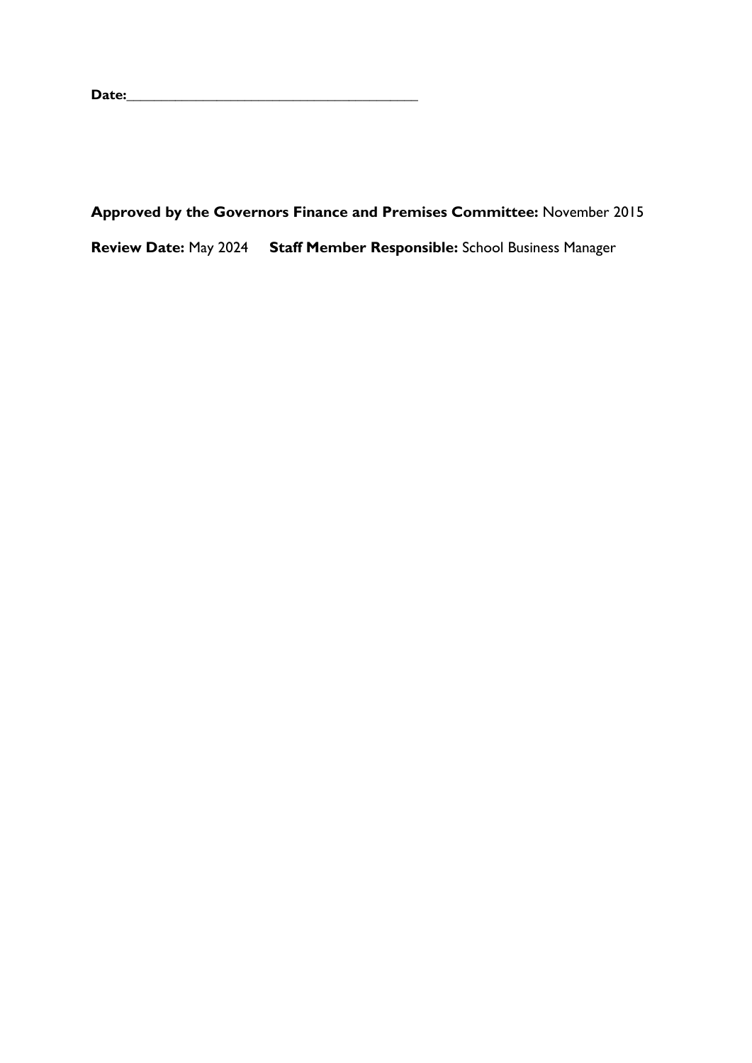**Date:**\_\_\_\_\_\_\_\_\_\_\_\_\_\_\_\_\_\_\_\_\_\_\_\_\_\_\_\_\_\_\_\_\_\_\_\_\_\_\_\_\_

**Approved by the Governors Finance and Premises Committee:** November 2015

**Review Date:** May 2024 **Staff Member Responsible:** School Business Manager